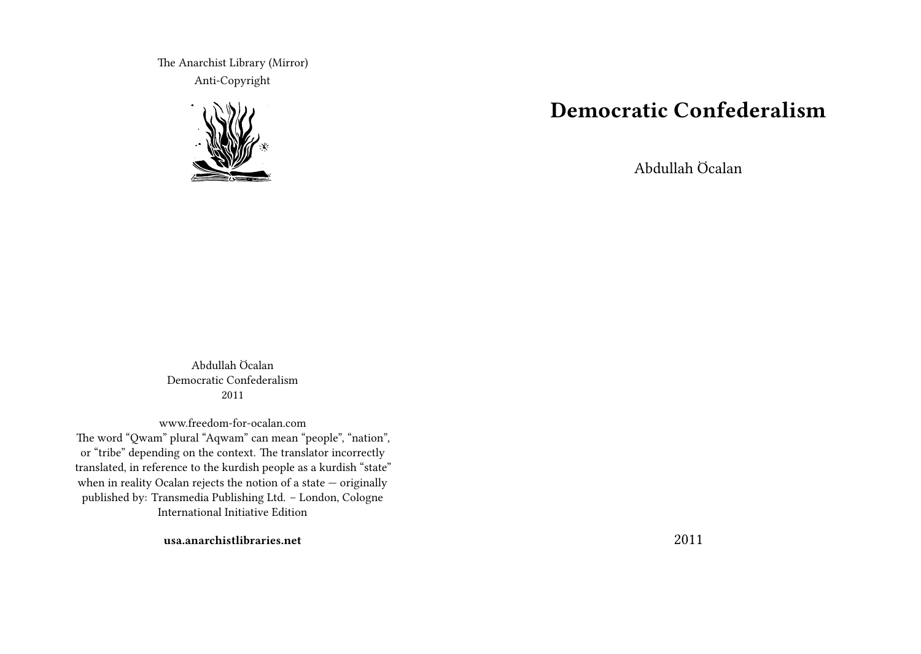The Anarchist Library (Mirror)
Anti-Copyright

# Democratic Confederalism

Abdullah Öcalan

2011

Abdullah Öcalan
Democratic Confederalism
2011

www.freedom-for-ocalan.com
The word "Qwam" plural "Aqwam" can mean "people", "nation", or "tribe" depending on the context. The translator incorrectly translated, in reference to the kurdish people as a kurdish "state" when in reality Ocalan rejects the notion of a state — originally published by: Transmedia Publishing Ltd. – London, Cologne
International Initiative Edition

**usa.anarchistlibraries.net**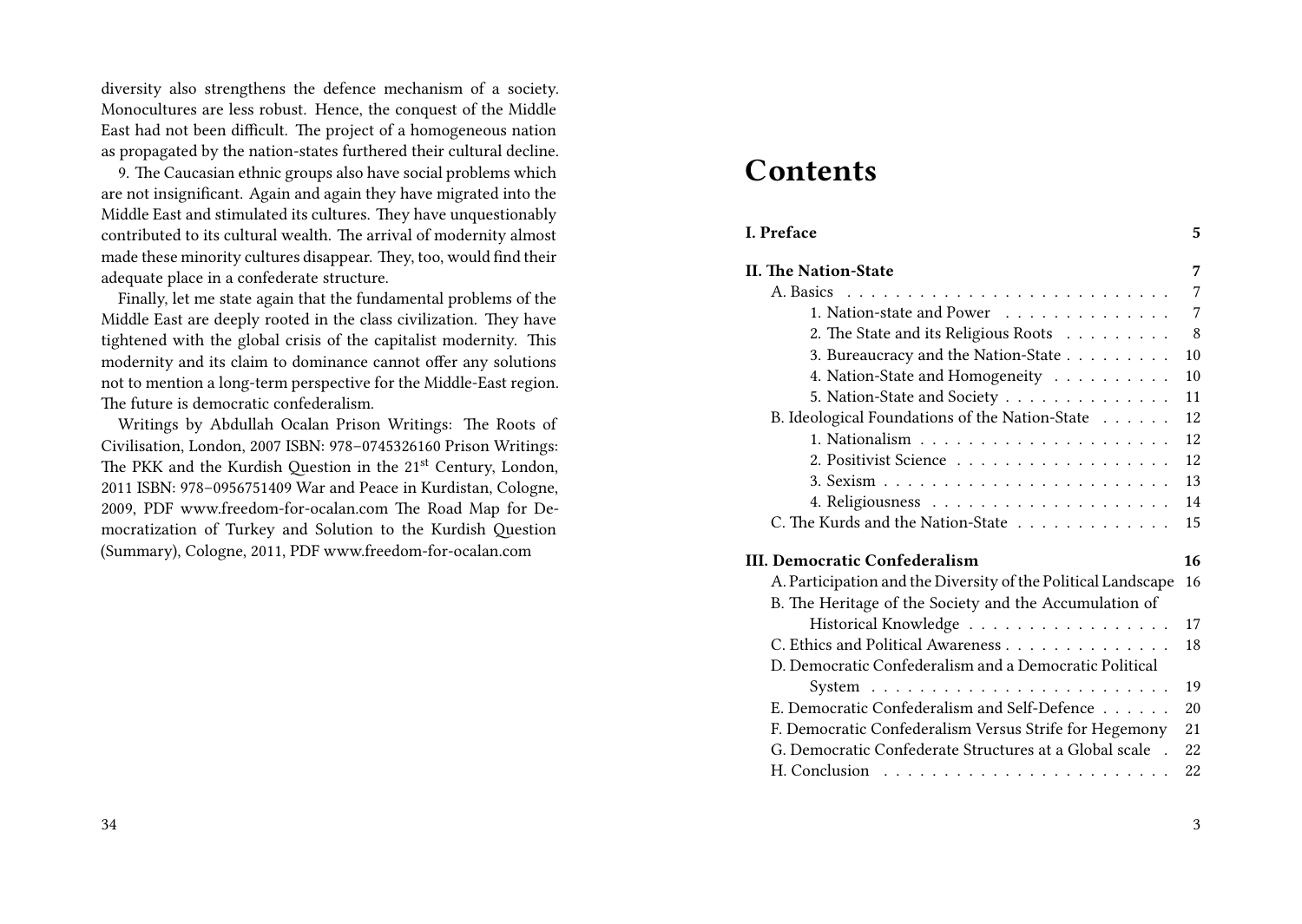diversity also strengthens the defence mechanism of a society. Monocultures are less robust. Hence, the conquest of the Middle East had not been difficult. The project of a homogeneous nation as propagated by the nation-states furthered their cultural decline.

9. The Caucasian ethnic groups also have social problems which are not insignificant. Again and again they have migrated into the Middle East and stimulated its cultures. They have unquestionably contributed to its cultural wealth. The arrival of modernity almost made these minority cultures disappear. They, too, would find their adequate place in a confederate structure.

Finally, let me state again that the fundamental problems of the Middle East are deeply rooted in the class civilization. They have tightened with the global crisis of the capitalist modernity. This modernity and its claim to dominance cannot offer any solutions not to mention a long-term perspective for the Middle-East region. The future is democratic confederalism.

Writings by Abdullah Ocalan Prison Writings: The Roots of Civilisation, London, 2007 ISBN: 978–0745326160 Prison Writings: The PKK and the Kurdish Question in the 21st Century, London, 2011 ISBN: 978–0956751409 War and Peace in Kurdistan, Cologne, 2009, PDF www.freedom-for-ocalan.com The Road Map for Democratization of Turkey and Solution to the Kurdish Question (Summary), Cologne, 2011, PDF www.freedom-for-ocalan.com

# Contents

**I. Preface** 5

**II. The Nation-State** 7
- A. Basics 7
  - 1. Nation-state and Power 7
  - 2. The State and its Religious Roots 8
  - 3. Bureaucracy and the Nation-State 10
  - 4. Nation-State and Homogeneity 10
  - 5. Nation-State and Society 11
- B. Ideological Foundations of the Nation-State 12
  - 1. Nationalism 12
  - 2. Positivist Science 12
  - 3. Sexism 13
  - 4. Religiousness 14
- C. The Kurds and the Nation-State 15

**III. Democratic Confederalism** 16
- A. Participation and the Diversity of the Political Landscape 16
- B. The Heritage of the Society and the Accumulation of Historical Knowledge 17
- C. Ethics and Political Awareness 18
- D. Democratic Confederalism and a Democratic Political System 19
- E. Democratic Confederalism and Self-Defence 20
- F. Democratic Confederalism Versus Strife for Hegemony 21
- G. Democratic Confederate Structures at a Global scale 22
- H. Conclusion 22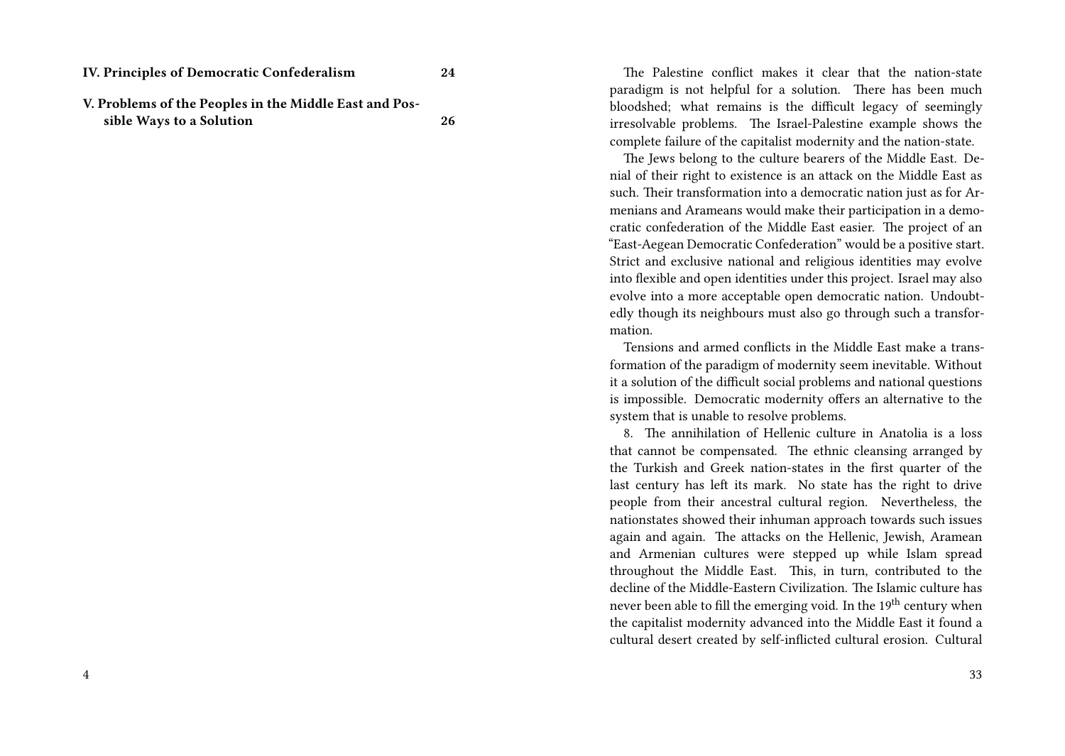**IV. Principles of Democratic Confederalism** **24**

**V. Problems of the Peoples in the Middle East and Possible Ways to a Solution** **26**

The Palestine conflict makes it clear that the nation-state paradigm is not helpful for a solution. There has been much bloodshed; what remains is the difficult legacy of seemingly irresolvable problems. The Israel-Palestine example shows the complete failure of the capitalist modernity and the nation-state.

The Jews belong to the culture bearers of the Middle East. Denial of their right to existence is an attack on the Middle East as such. Their transformation into a democratic nation just as for Armenians and Arameans would make their participation in a democratic confederation of the Middle East easier. The project of an "East-Aegean Democratic Confederation" would be a positive start. Strict and exclusive national and religious identities may evolve into flexible and open identities under this project. Israel may also evolve into a more acceptable open democratic nation. Undoubtedly though its neighbours must also go through such a transformation.

Tensions and armed conflicts in the Middle East make a transformation of the paradigm of modernity seem inevitable. Without it a solution of the difficult social problems and national questions is impossible. Democratic modernity offers an alternative to the system that is unable to resolve problems.

8. The annihilation of Hellenic culture in Anatolia is a loss that cannot be compensated. The ethnic cleansing arranged by the Turkish and Greek nation-states in the first quarter of the last century has left its mark. No state has the right to drive people from their ancestral cultural region. Nevertheless, the nationstates showed their inhuman approach towards such issues again and again. The attacks on the Hellenic, Jewish, Aramean and Armenian cultures were stepped up while Islam spread throughout the Middle East. This, in turn, contributed to the decline of the Middle-Eastern Civilization. The Islamic culture has never been able to fill the emerging void. In the 19th century when the capitalist modernity advanced into the Middle East it found a cultural desert created by self-inflicted cultural erosion. Cultural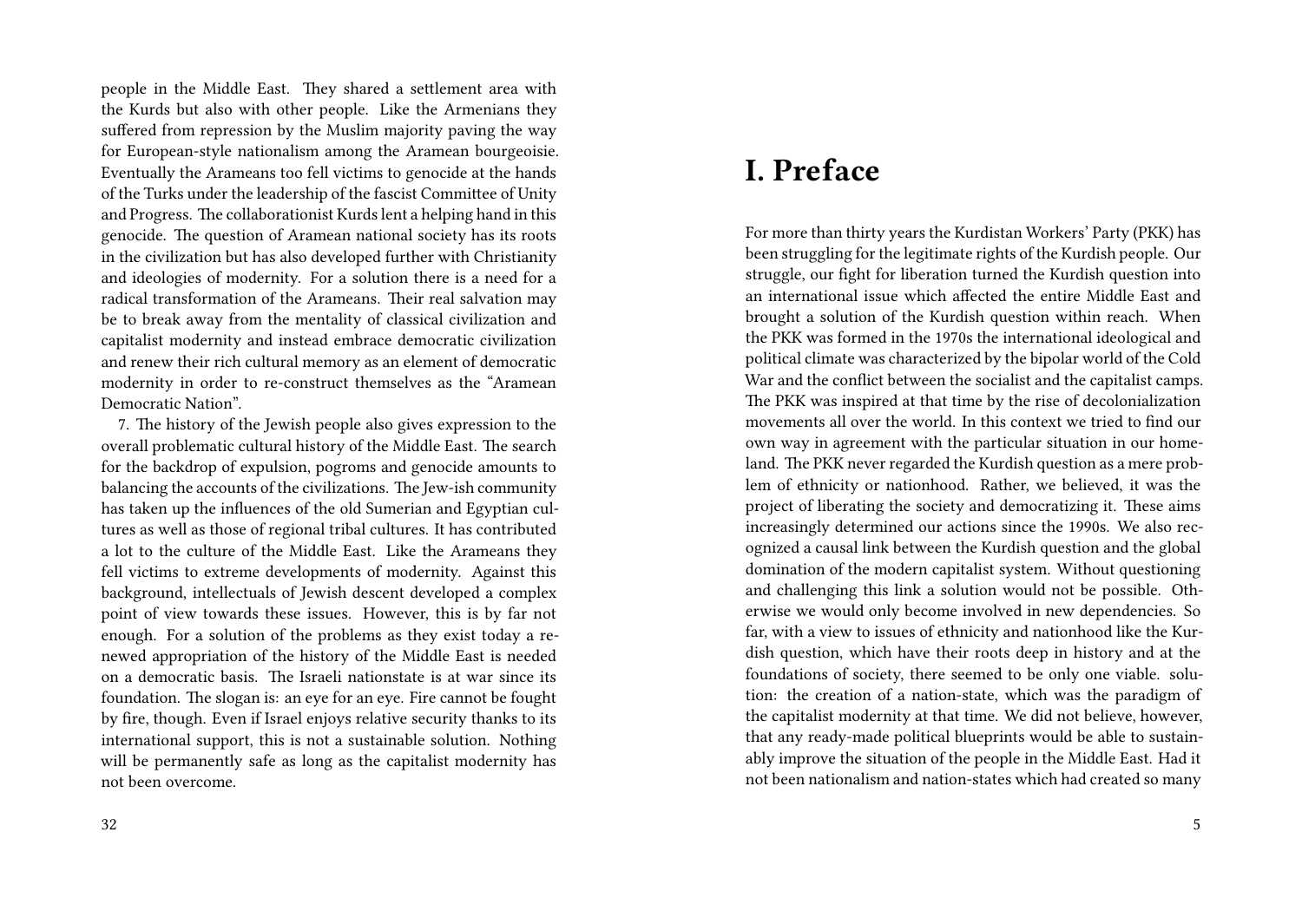people in the Middle East. They shared a settlement area with the Kurds but also with other people. Like the Armenians they suffered from repression by the Muslim majority paving the way for European-style nationalism among the Aramean bourgeoisie. Eventually the Arameans too fell victims to genocide at the hands of the Turks under the leadership of the fascist Committee of Unity and Progress. The collaborationist Kurds lent a helping hand in this genocide. The question of Aramean national society has its roots in the civilization but has also developed further with Christianity and ideologies of modernity. For a solution there is a need for a radical transformation of the Arameans. Their real salvation may be to break away from the mentality of classical civilization and capitalist modernity and instead embrace democratic civilization and renew their rich cultural memory as an element of democratic modernity in order to re-construct themselves as the "Aramean Democratic Nation".

7. The history of the Jewish people also gives expression to the overall problematic cultural history of the Middle East. The search for the backdrop of expulsion, pogroms and genocide amounts to balancing the accounts of the civilizations. The Jew-ish community has taken up the influences of the old Sumerian and Egyptian cultures as well as those of regional tribal cultures. It has contributed a lot to the culture of the Middle East. Like the Arameans they fell victims to extreme developments of modernity. Against this background, intellectuals of Jewish descent developed a complex point of view towards these issues. However, this is by far not enough. For a solution of the problems as they exist today a renewed appropriation of the history of the Middle East is needed on a democratic basis. The Israeli nationstate is at war since its foundation. The slogan is: an eye for an eye. Fire cannot be fought by fire, though. Even if Israel enjoys relative security thanks to its international support, this is not a sustainable solution. Nothing will be permanently safe as long as the capitalist modernity has not been overcome.

# I. Preface

For more than thirty years the Kurdistan Workers' Party (PKK) has been struggling for the legitimate rights of the Kurdish people. Our struggle, our fight for liberation turned the Kurdish question into an international issue which affected the entire Middle East and brought a solution of the Kurdish question within reach. When the PKK was formed in the 1970s the international ideological and political climate was characterized by the bipolar world of the Cold War and the conflict between the socialist and the capitalist camps. The PKK was inspired at that time by the rise of decolonialization movements all over the world. In this context we tried to find our own way in agreement with the particular situation in our homeland. The PKK never regarded the Kurdish question as a mere problem of ethnicity or nationhood. Rather, we believed, it was the project of liberating the society and democratizing it. These aims increasingly determined our actions since the 1990s. We also recognized a causal link between the Kurdish question and the global domination of the modern capitalist system. Without questioning and challenging this link a solution would not be possible. Otherwise we would only become involved in new dependencies. So far, with a view to issues of ethnicity and nationhood like the Kurdish question, which have their roots deep in history and at the foundations of society, there seemed to be only one viable. solution: the creation of a nation-state, which was the paradigm of the capitalist modernity at that time. We did not believe, however, that any ready-made political blueprints would be able to sustainably improve the situation of the people in the Middle East. Had it not been nationalism and nation-states which had created so many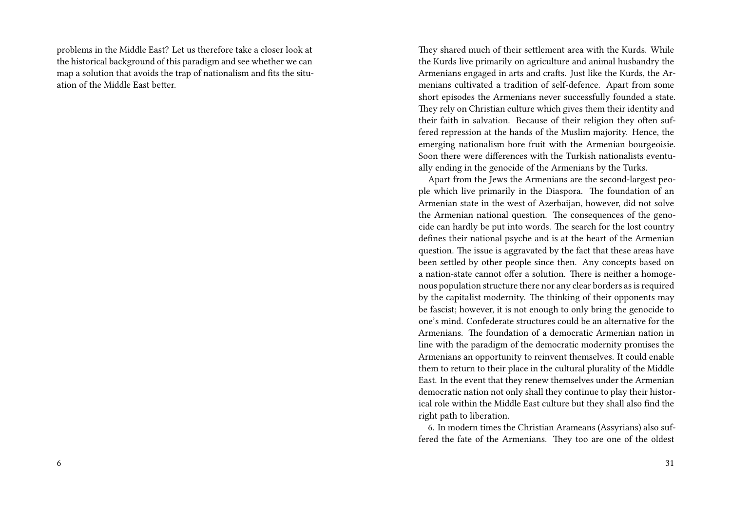problems in the Middle East? Let us therefore take a closer look at the historical background of this paradigm and see whether we can map a solution that avoids the trap of nationalism and fits the situation of the Middle East better.

They shared much of their settlement area with the Kurds. While the Kurds live primarily on agriculture and animal husbandry the Armenians engaged in arts and crafts. Just like the Kurds, the Armenians cultivated a tradition of self-defence. Apart from some short episodes the Armenians never successfully founded a state. They rely on Christian culture which gives them their identity and their faith in salvation. Because of their religion they often suffered repression at the hands of the Muslim majority. Hence, the emerging nationalism bore fruit with the Armenian bourgeoisie. Soon there were differences with the Turkish nationalists eventually ending in the genocide of the Armenians by the Turks.

Apart from the Jews the Armenians are the second-largest people which live primarily in the Diaspora. The foundation of an Armenian state in the west of Azerbaijan, however, did not solve the Armenian national question. The consequences of the genocide can hardly be put into words. The search for the lost country defines their national psyche and is at the heart of the Armenian question. The issue is aggravated by the fact that these areas have been settled by other people since then. Any concepts based on a nation-state cannot offer a solution. There is neither a homogenous population structure there nor any clear borders as is required by the capitalist modernity. The thinking of their opponents may be fascist; however, it is not enough to only bring the genocide to one's mind. Confederate structures could be an alternative for the Armenians. The foundation of a democratic Armenian nation in line with the paradigm of the democratic modernity promises the Armenians an opportunity to reinvent themselves. It could enable them to return to their place in the cultural plurality of the Middle East. In the event that they renew themselves under the Armenian democratic nation not only shall they continue to play their historical role within the Middle East culture but they shall also find the right path to liberation.

6. In modern times the Christian Arameans (Assyrians) also suffered the fate of the Armenians. They too are one of the oldest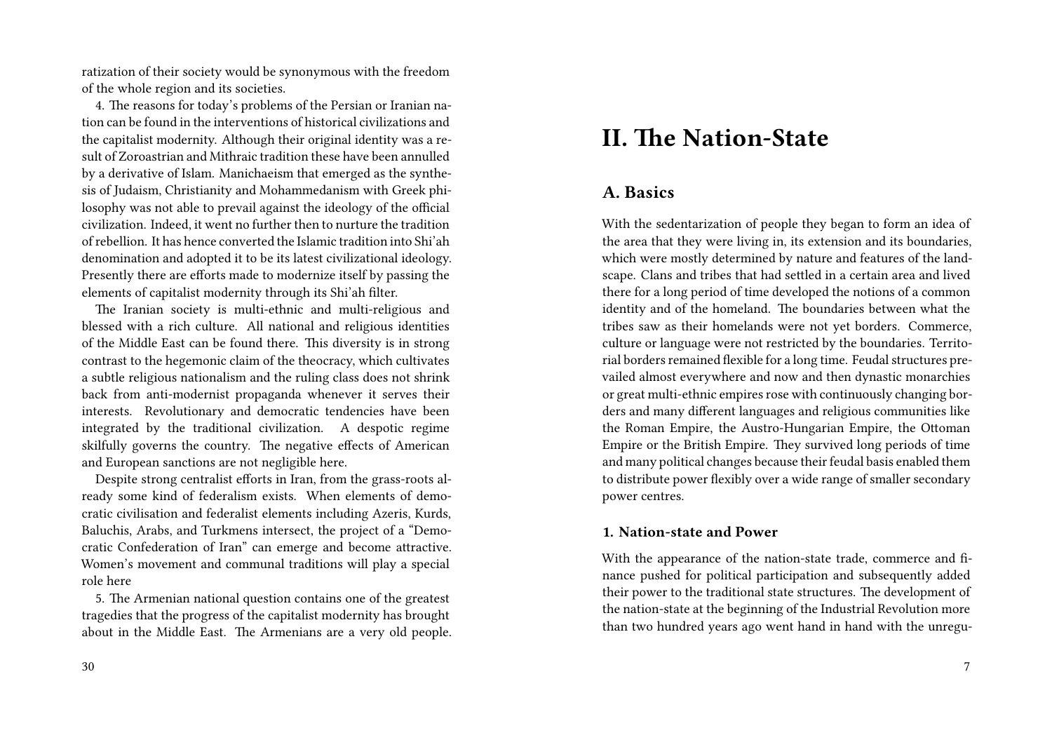ratization of their society would be synonymous with the freedom of the whole region and its societies.

4. The reasons for today's problems of the Persian or Iranian nation can be found in the interventions of historical civilizations and the capitalist modernity. Although their original identity was a result of Zoroastrian and Mithraic tradition these have been annulled by a derivative of Islam. Manichaeism that emerged as the synthesis of Judaism, Christianity and Mohammedanism with Greek philosophy was not able to prevail against the ideology of the official civilization. Indeed, it went no further then to nurture the tradition of rebellion. It has hence converted the Islamic tradition into Shi'ah denomination and adopted it to be its latest civilizational ideology. Presently there are efforts made to modernize itself by passing the elements of capitalist modernity through its Shi'ah filter.

The Iranian society is multi-ethnic and multi-religious and blessed with a rich culture. All national and religious identities of the Middle East can be found there. This diversity is in strong contrast to the hegemonic claim of the theocracy, which cultivates a subtle religious nationalism and the ruling class does not shrink back from anti-modernist propaganda whenever it serves their interests. Revolutionary and democratic tendencies have been integrated by the traditional civilization. A despotic regime skilfully governs the country. The negative effects of American and European sanctions are not negligible here.

Despite strong centralist efforts in Iran, from the grass-roots already some kind of federalism exists. When elements of democratic civilisation and federalist elements including Azeris, Kurds, Baluchis, Arabs, and Turkmens intersect, the project of a "Democratic Confederation of Iran" can emerge and become attractive. Women's movement and communal traditions will play a special role here

5. The Armenian national question contains one of the greatest tragedies that the progress of the capitalist modernity has brought about in the Middle East. The Armenians are a very old people.

# II. The Nation-State

## A. Basics

With the sedentarization of people they began to form an idea of the area that they were living in, its extension and its boundaries, which were mostly determined by nature and features of the landscape. Clans and tribes that had settled in a certain area and lived there for a long period of time developed the notions of a common identity and of the homeland. The boundaries between what the tribes saw as their homelands were not yet borders. Commerce, culture or language were not restricted by the boundaries. Territorial borders remained flexible for a long time. Feudal structures prevailed almost everywhere and now and then dynastic monarchies or great multi-ethnic empires rose with continuously changing borders and many different languages and religious communities like the Roman Empire, the Austro-Hungarian Empire, the Ottoman Empire or the British Empire. They survived long periods of time and many political changes because their feudal basis enabled them to distribute power flexibly over a wide range of smaller secondary power centres.

### 1. Nation-state and Power

With the appearance of the nation-state trade, commerce and finance pushed for political participation and subsequently added their power to the traditional state structures. The development of the nation-state at the beginning of the Industrial Revolution more than two hundred years ago went hand in hand with the unregu-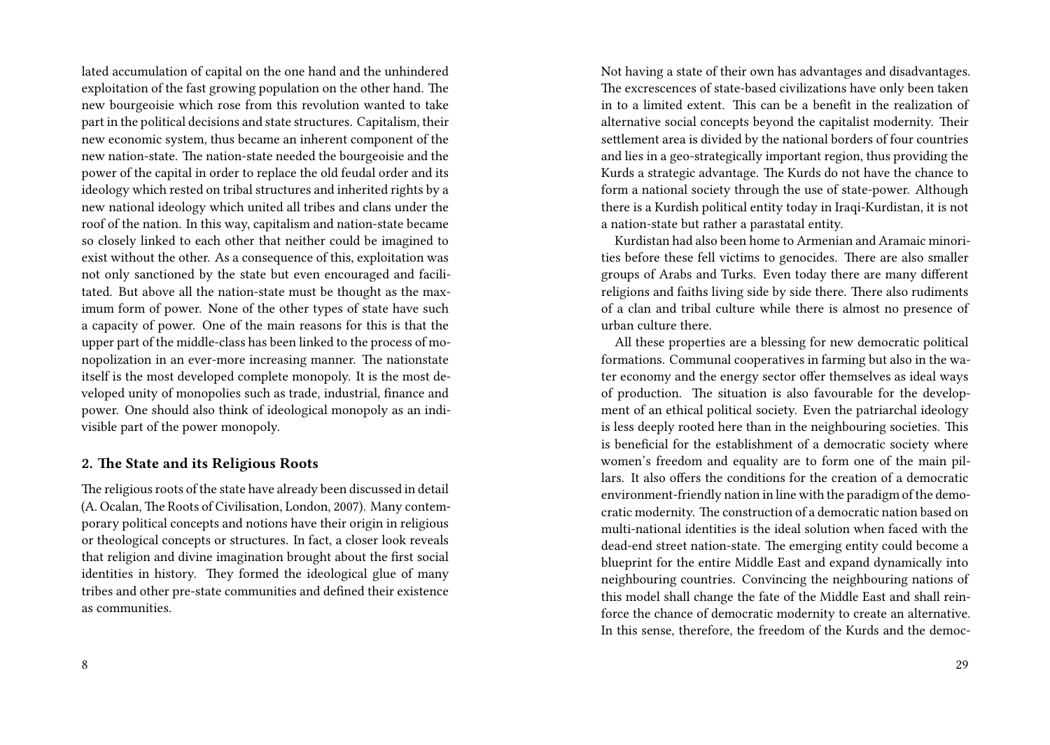lated accumulation of capital on the one hand and the unhindered exploitation of the fast growing population on the other hand. The new bourgeoisie which rose from this revolution wanted to take part in the political decisions and state structures. Capitalism, their new economic system, thus became an inherent component of the new nation-state. The nation-state needed the bourgeoisie and the power of the capital in order to replace the old feudal order and its ideology which rested on tribal structures and inherited rights by a new national ideology which united all tribes and clans under the roof of the nation. In this way, capitalism and nation-state became so closely linked to each other that neither could be imagined to exist without the other. As a consequence of this, exploitation was not only sanctioned by the state but even encouraged and facilitated. But above all the nation-state must be thought as the maximum form of power. None of the other types of state have such a capacity of power. One of the main reasons for this is that the upper part of the middle-class has been linked to the process of monopolization in an ever-more increasing manner. The nationstate itself is the most developed complete monopoly. It is the most developed unity of monopolies such as trade, industrial, finance and power. One should also think of ideological monopoly as an indivisible part of the power monopoly.

## 2. The State and its Religious Roots

The religious roots of the state have already been discussed in detail (A. Ocalan, The Roots of Civilisation, London, 2007). Many contemporary political concepts and notions have their origin in religious or theological concepts or structures. In fact, a closer look reveals that religion and divine imagination brought about the first social identities in history. They formed the ideological glue of many tribes and other pre-state communities and defined their existence as communities.

Not having a state of their own has advantages and disadvantages. The excrescences of state-based civilizations have only been taken in to a limited extent. This can be a benefit in the realization of alternative social concepts beyond the capitalist modernity. Their settlement area is divided by the national borders of four countries and lies in a geo-strategically important region, thus providing the Kurds a strategic advantage. The Kurds do not have the chance to form a national society through the use of state-power. Although there is a Kurdish political entity today in Iraqi-Kurdistan, it is not a nation-state but rather a parastatal entity.

Kurdistan had also been home to Armenian and Aramaic minorities before these fell victims to genocides. There are also smaller groups of Arabs and Turks. Even today there are many different religions and faiths living side by side there. There also rudiments of a clan and tribal culture while there is almost no presence of urban culture there.

All these properties are a blessing for new democratic political formations. Communal cooperatives in farming but also in the water economy and the energy sector offer themselves as ideal ways of production. The situation is also favourable for the development of an ethical political society. Even the patriarchal ideology is less deeply rooted here than in the neighbouring societies. This is beneficial for the establishment of a democratic society where women's freedom and equality are to form one of the main pillars. It also offers the conditions for the creation of a democratic environment-friendly nation in line with the paradigm of the democratic modernity. The construction of a democratic nation based on multi-national identities is the ideal solution when faced with the dead-end street nation-state. The emerging entity could become a blueprint for the entire Middle East and expand dynamically into neighbouring countries. Convincing the neighbouring nations of this model shall change the fate of the Middle East and shall reinforce the chance of democratic modernity to create an alternative. In this sense, therefore, the freedom of the Kurds and the democ-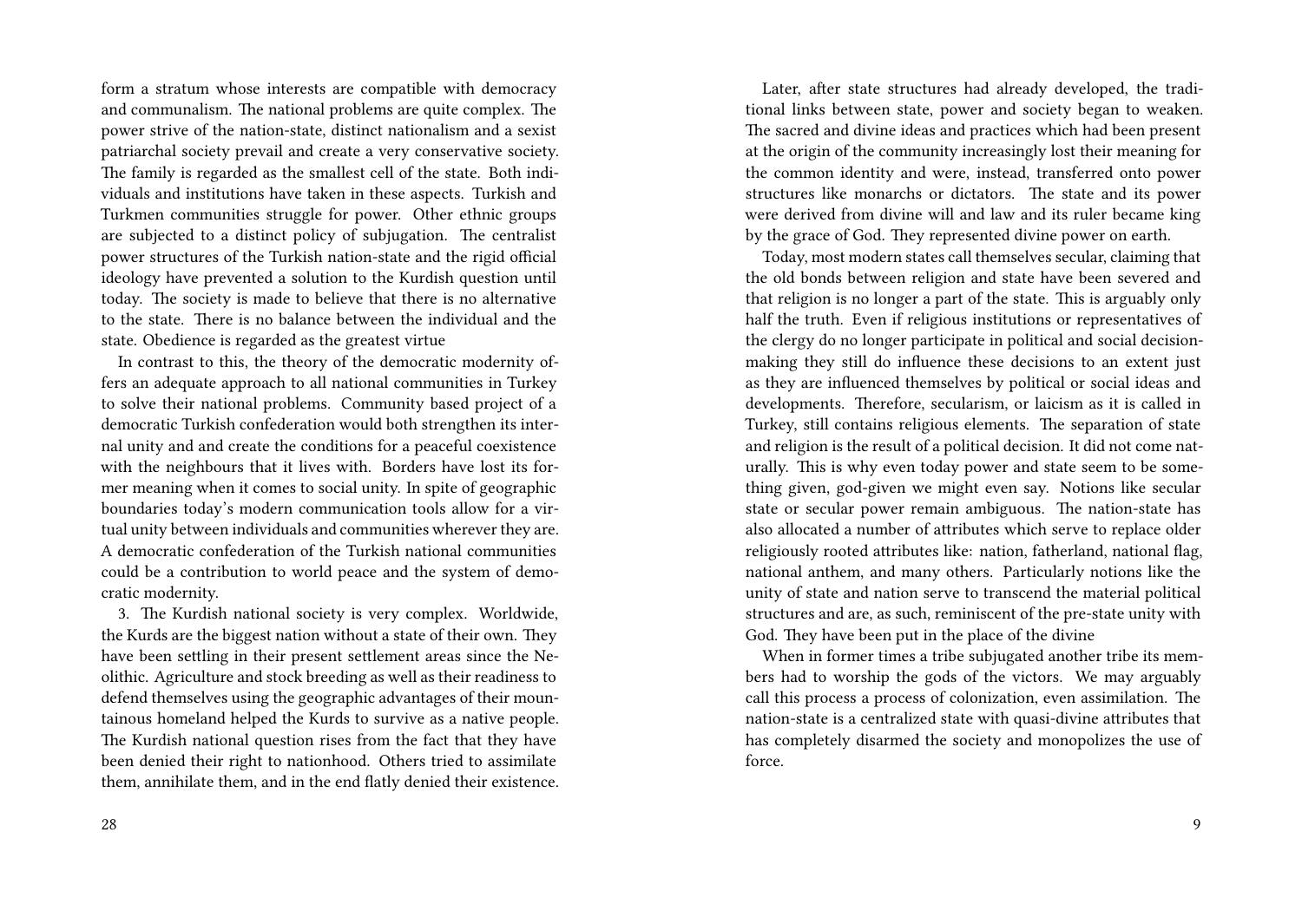form a stratum whose interests are compatible with democracy and communalism. The national problems are quite complex. The power strive of the nation-state, distinct nationalism and a sexist patriarchal society prevail and create a very conservative society. The family is regarded as the smallest cell of the state. Both individuals and institutions have taken in these aspects. Turkish and Turkmen communities struggle for power. Other ethnic groups are subjected to a distinct policy of subjugation. The centralist power structures of the Turkish nation-state and the rigid official ideology have prevented a solution to the Kurdish question until today. The society is made to believe that there is no alternative to the state. There is no balance between the individual and the state. Obedience is regarded as the greatest virtue

In contrast to this, the theory of the democratic modernity offers an adequate approach to all national communities in Turkey to solve their national problems. Community based project of a democratic Turkish confederation would both strengthen its internal unity and and create the conditions for a peaceful coexistence with the neighbours that it lives with. Borders have lost its former meaning when it comes to social unity. In spite of geographic boundaries today's modern communication tools allow for a virtual unity between individuals and communities wherever they are. A democratic confederation of the Turkish national communities could be a contribution to world peace and the system of democratic modernity.

3. The Kurdish national society is very complex. Worldwide, the Kurds are the biggest nation without a state of their own. They have been settling in their present settlement areas since the Neolithic. Agriculture and stock breeding as well as their readiness to defend themselves using the geographic advantages of their mountainous homeland helped the Kurds to survive as a native people. The Kurdish national question rises from the fact that they have been denied their right to nationhood. Others tried to assimilate them, annihilate them, and in the end flatly denied their existence.

Later, after state structures had already developed, the traditional links between state, power and society began to weaken. The sacred and divine ideas and practices which had been present at the origin of the community increasingly lost their meaning for the common identity and were, instead, transferred onto power structures like monarchs or dictators. The state and its power were derived from divine will and law and its ruler became king by the grace of God. They represented divine power on earth.

Today, most modern states call themselves secular, claiming that the old bonds between religion and state have been severed and that religion is no longer a part of the state. This is arguably only half the truth. Even if religious institutions or representatives of the clergy do no longer participate in political and social decision-making they still do influence these decisions to an extent just as they are influenced themselves by political or social ideas and developments. Therefore, secularism, or laicism as it is called in Turkey, still contains religious elements. The separation of state and religion is the result of a political decision. It did not come naturally. This is why even today power and state seem to be something given, god-given we might even say. Notions like secular state or secular power remain ambiguous. The nation-state has also allocated a number of attributes which serve to replace older religiously rooted attributes like: nation, fatherland, national flag, national anthem, and many others. Particularly notions like the unity of state and nation serve to transcend the material political structures and are, as such, reminiscent of the pre-state unity with God. They have been put in the place of the divine

When in former times a tribe subjugated another tribe its members had to worship the gods of the victors. We may arguably call this process a process of colonization, even assimilation. The nation-state is a centralized state with quasi-divine attributes that has completely disarmed the society and monopolizes the use of force.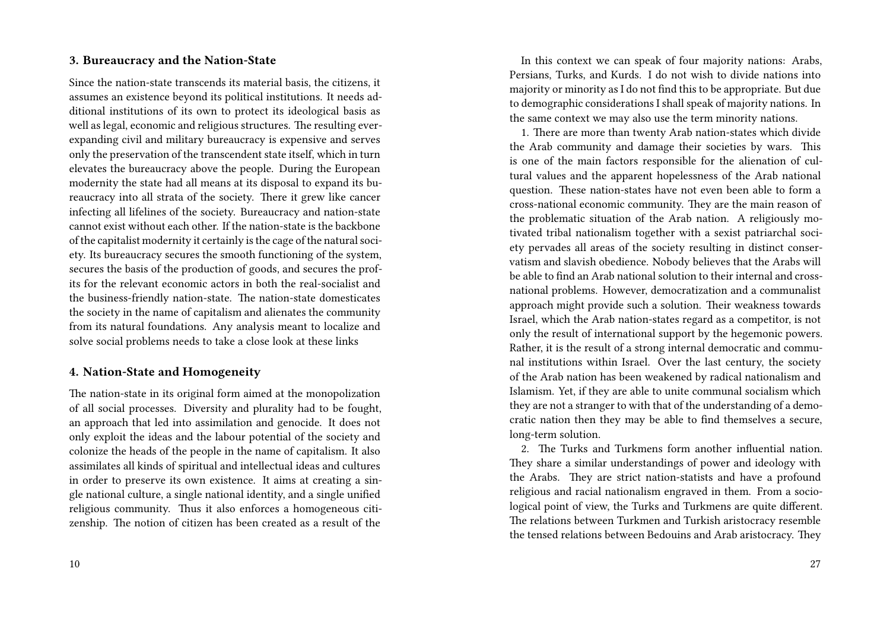### 3. Bureaucracy and the Nation-State

Since the nation-state transcends its material basis, the citizens, it assumes an existence beyond its political institutions. It needs additional institutions of its own to protect its ideological basis as well as legal, economic and religious structures. The resulting ever-expanding civil and military bureaucracy is expensive and serves only the preservation of the transcendent state itself, which in turn elevates the bureaucracy above the people. During the European modernity the state had all means at its disposal to expand its bureaucracy into all strata of the society. There it grew like cancer infecting all lifelines of the society. Bureaucracy and nation-state cannot exist without each other. If the nation-state is the backbone of the capitalist modernity it certainly is the cage of the natural society. Its bureaucracy secures the smooth functioning of the system, secures the basis of the production of goods, and secures the profits for the relevant economic actors in both the real-socialist and the business-friendly nation-state. The nation-state domesticates the society in the name of capitalism and alienates the community from its natural foundations. Any analysis meant to localize and solve social problems needs to take a close look at these links

### 4. Nation-State and Homogeneity

The nation-state in its original form aimed at the monopolization of all social processes. Diversity and plurality had to be fought, an approach that led into assimilation and genocide. It does not only exploit the ideas and the labour potential of the society and colonize the heads of the people in the name of capitalism. It also assimilates all kinds of spiritual and intellectual ideas and cultures in order to preserve its own existence. It aims at creating a single national culture, a single national identity, and a single unified religious community. Thus it also enforces a homogeneous citizenship. The notion of citizen has been created as a result of the

In this context we can speak of four majority nations: Arabs, Persians, Turks, and Kurds. I do not wish to divide nations into majority or minority as I do not find this to be appropriate. But due to demographic considerations I shall speak of majority nations. In the same context we may also use the term minority nations.

1. There are more than twenty Arab nation-states which divide the Arab community and damage their societies by wars. This is one of the main factors responsible for the alienation of cultural values and the apparent hopelessness of the Arab national question. These nation-states have not even been able to form a cross-national economic community. They are the main reason of the problematic situation of the Arab nation. A religiously motivated tribal nationalism together with a sexist patriarchal society pervades all areas of the society resulting in distinct conservatism and slavish obedience. Nobody believes that the Arabs will be able to find an Arab national solution to their internal and cross-national problems. However, democratization and a communalist approach might provide such a solution. Their weakness towards Israel, which the Arab nation-states regard as a competitor, is not only the result of international support by the hegemonic powers. Rather, it is the result of a strong internal democratic and communal institutions within Israel. Over the last century, the society of the Arab nation has been weakened by radical nationalism and Islamism. Yet, if they are able to unite communal socialism which they are not a stranger to with that of the understanding of a democratic nation then they may be able to find themselves a secure, long-term solution.

2. The Turks and Turkmens form another influential nation. They share a similar understandings of power and ideology with the Arabs. They are strict nation-statists and have a profound religious and racial nationalism engraved in them. From a sociological point of view, the Turks and Turkmens are quite different. The relations between Turkmen and Turkish aristocracy resemble the tensed relations between Bedouins and Arab aristocracy. They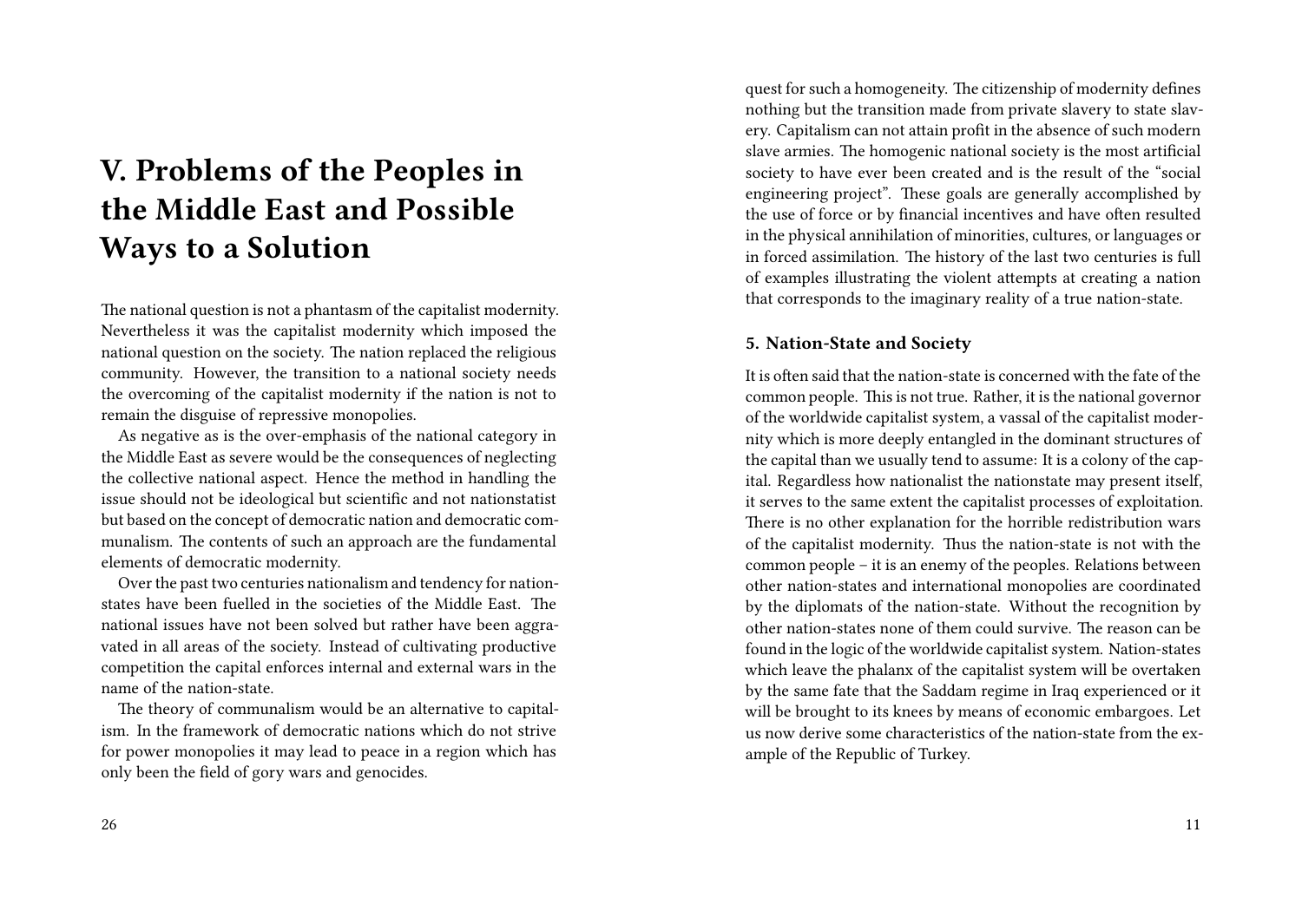# V. Problems of the Peoples in the Middle East and Possible Ways to a Solution

The national question is not a phantasm of the capitalist modernity. Nevertheless it was the capitalist modernity which imposed the national question on the society. The nation replaced the religious community. However, the transition to a national society needs the overcoming of the capitalist modernity if the nation is not to remain the disguise of repressive monopolies.

As negative as is the over-emphasis of the national category in the Middle East as severe would be the consequences of neglecting the collective national aspect. Hence the method in handling the issue should not be ideological but scientific and not nationstatist but based on the concept of democratic nation and democratic communalism. The contents of such an approach are the fundamental elements of democratic modernity.

Over the past two centuries nationalism and tendency for nation-states have been fuelled in the societies of the Middle East. The national issues have not been solved but rather have been aggravated in all areas of the society. Instead of cultivating productive competition the capital enforces internal and external wars in the name of the nation-state.

The theory of communalism would be an alternative to capitalism. In the framework of democratic nations which do not strive for power monopolies it may lead to peace in a region which has only been the field of gory wars and genocides.

quest for such a homogeneity. The citizenship of modernity defines nothing but the transition made from private slavery to state slavery. Capitalism can not attain profit in the absence of such modern slave armies. The homogenic national society is the most artificial society to have ever been created and is the result of the "social engineering project". These goals are generally accomplished by the use of force or by financial incentives and have often resulted in the physical annihilation of minorities, cultures, or languages or in forced assimilation. The history of the last two centuries is full of examples illustrating the violent attempts at creating a nation that corresponds to the imaginary reality of a true nation-state.

### 5. Nation-State and Society

It is often said that the nation-state is concerned with the fate of the common people. This is not true. Rather, it is the national governor of the worldwide capitalist system, a vassal of the capitalist modernity which is more deeply entangled in the dominant structures of the capital than we usually tend to assume: It is a colony of the capital. Regardless how nationalist the nationstate may present itself, it serves to the same extent the capitalist processes of exploitation. There is no other explanation for the horrible redistribution wars of the capitalist modernity. Thus the nation-state is not with the common people – it is an enemy of the peoples. Relations between other nation-states and international monopolies are coordinated by the diplomats of the nation-state. Without the recognition by other nation-states none of them could survive. The reason can be found in the logic of the worldwide capitalist system. Nation-states which leave the phalanx of the capitalist system will be overtaken by the same fate that the Saddam regime in Iraq experienced or it will be brought to its knees by means of economic embargoes. Let us now derive some characteristics of the nation-state from the example of the Republic of Turkey.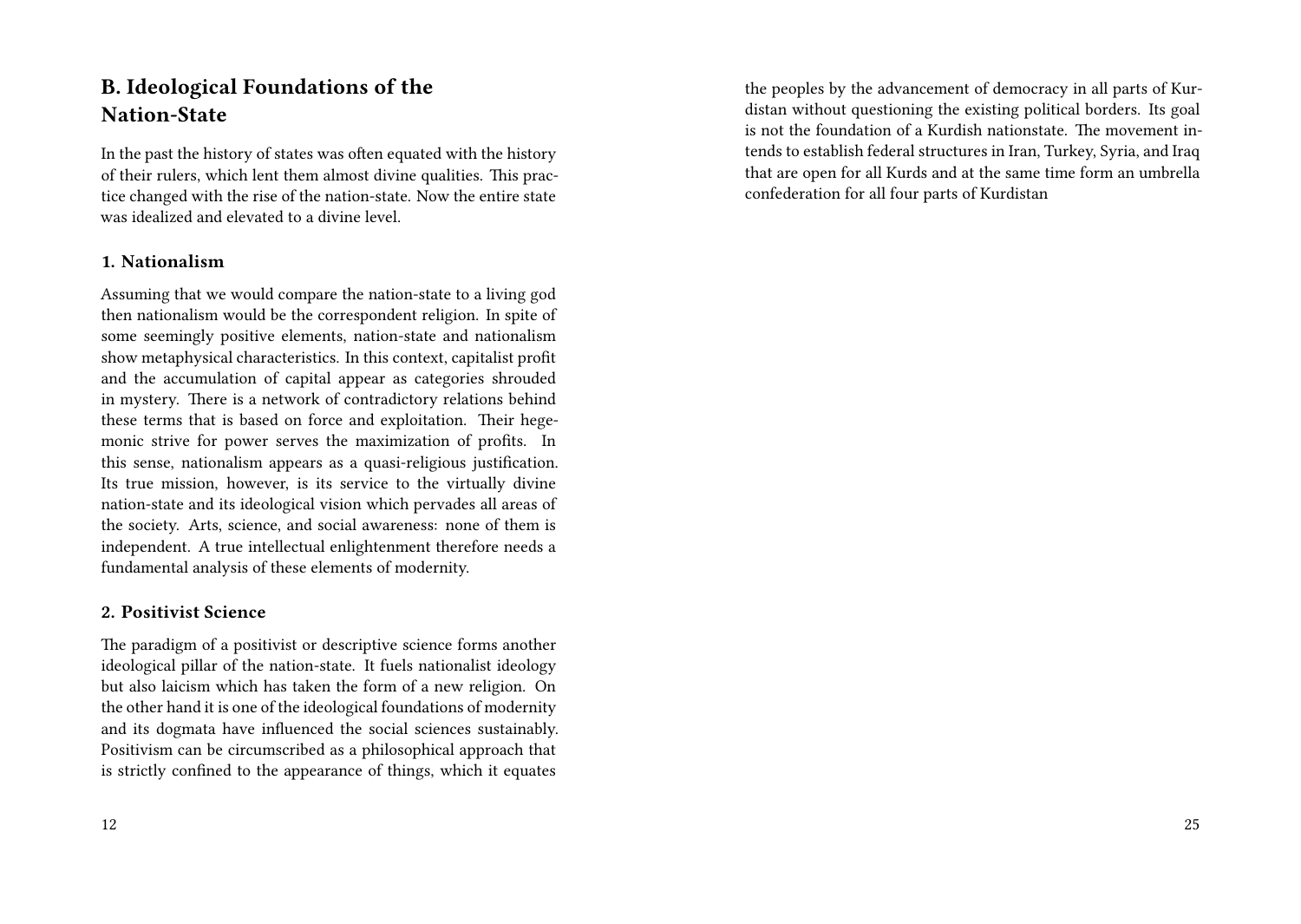## B. Ideological Foundations of the Nation-State

In the past the history of states was often equated with the history of their rulers, which lent them almost divine qualities. This practice changed with the rise of the nation-state. Now the entire state was idealized and elevated to a divine level.

### 1. Nationalism

Assuming that we would compare the nation-state to a living god then nationalism would be the correspondent religion. In spite of some seemingly positive elements, nation-state and nationalism show metaphysical characteristics. In this context, capitalist profit and the accumulation of capital appear as categories shrouded in mystery. There is a network of contradictory relations behind these terms that is based on force and exploitation. Their hegemonic strive for power serves the maximization of profits. In this sense, nationalism appears as a quasi-religious justification. Its true mission, however, is its service to the virtually divine nation-state and its ideological vision which pervades all areas of the society. Arts, science, and social awareness: none of them is independent. A true intellectual enlightenment therefore needs a fundamental analysis of these elements of modernity.

### 2. Positivist Science

The paradigm of a positivist or descriptive science forms another ideological pillar of the nation-state. It fuels nationalist ideology but also laicism which has taken the form of a new religion. On the other hand it is one of the ideological foundations of modernity and its dogmata have influenced the social sciences sustainably. Positivism can be circumscribed as a philosophical approach that is strictly confined to the appearance of things, which it equates

the peoples by the advancement of democracy in all parts of Kurdistan without questioning the existing political borders. Its goal is not the foundation of a Kurdish nationstate. The movement intends to establish federal structures in Iran, Turkey, Syria, and Iraq that are open for all Kurds and at the same time form an umbrella confederation for all four parts of Kurdistan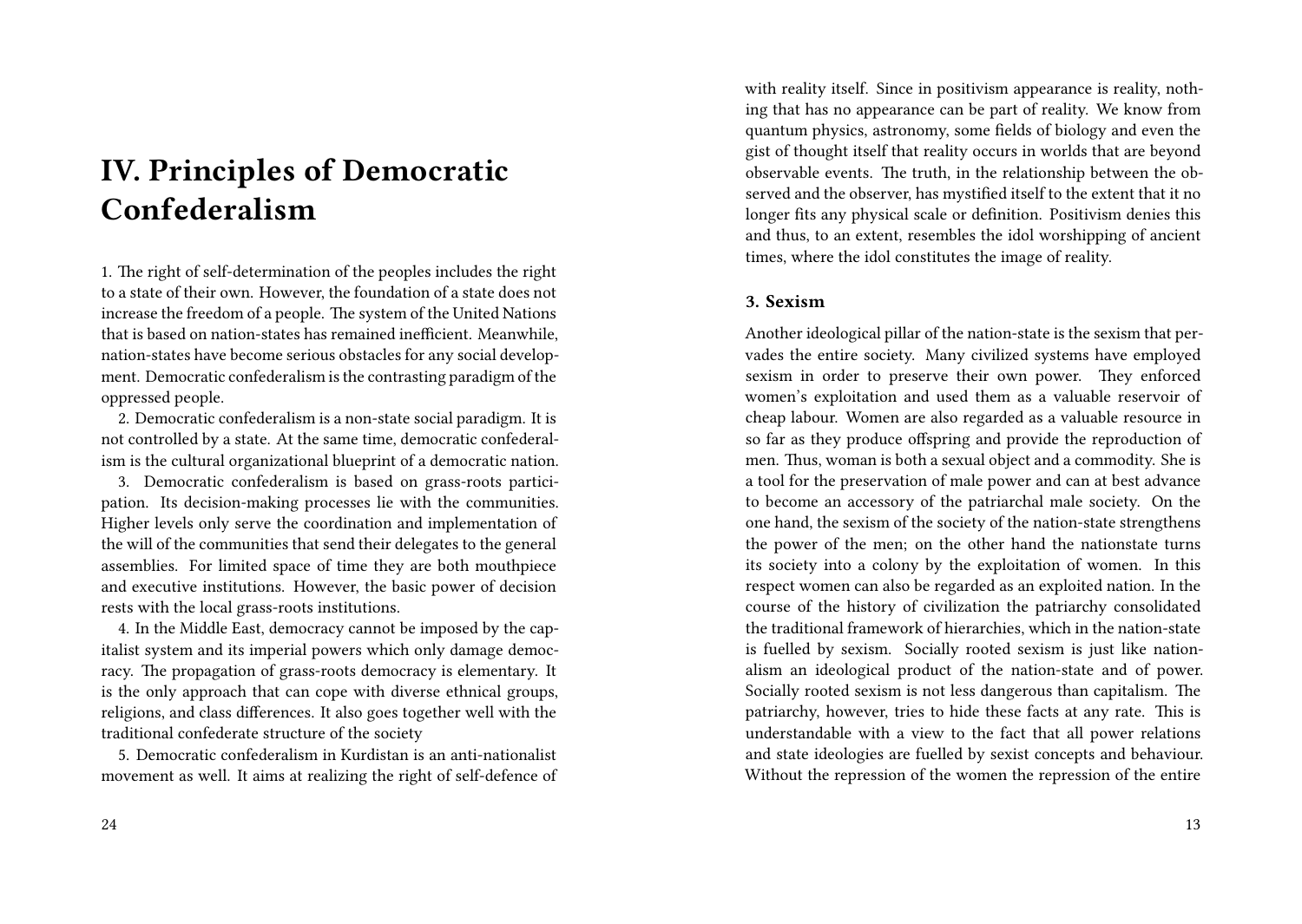# IV. Principles of Democratic Confederalism

1. The right of self-determination of the peoples includes the right to a state of their own. However, the foundation of a state does not increase the freedom of a people. The system of the United Nations that is based on nation-states has remained inefficient. Meanwhile, nation-states have become serious obstacles for any social development. Democratic confederalism is the contrasting paradigm of the oppressed people.

2. Democratic confederalism is a non-state social paradigm. It is not controlled by a state. At the same time, democratic confederalism is the cultural organizational blueprint of a democratic nation.

3. Democratic confederalism is based on grass-roots participation. Its decision-making processes lie with the communities. Higher levels only serve the coordination and implementation of the will of the communities that send their delegates to the general assemblies. For limited space of time they are both mouthpiece and executive institutions. However, the basic power of decision rests with the local grass-roots institutions.

4. In the Middle East, democracy cannot be imposed by the capitalist system and its imperial powers which only damage democracy. The propagation of grass-roots democracy is elementary. It is the only approach that can cope with diverse ethnical groups, religions, and class differences. It also goes together well with the traditional confederate structure of the society

5. Democratic confederalism in Kurdistan is an anti-nationalist movement as well. It aims at realizing the right of self-defence of

with reality itself. Since in positivism appearance is reality, nothing that has no appearance can be part of reality. We know from quantum physics, astronomy, some fields of biology and even the gist of thought itself that reality occurs in worlds that are beyond observable events. The truth, in the relationship between the observed and the observer, has mystified itself to the extent that it no longer fits any physical scale or definition. Positivism denies this and thus, to an extent, resembles the idol worshipping of ancient times, where the idol constitutes the image of reality.

### 3. Sexism

Another ideological pillar of the nation-state is the sexism that pervades the entire society. Many civilized systems have employed sexism in order to preserve their own power. They enforced women's exploitation and used them as a valuable reservoir of cheap labour. Women are also regarded as a valuable resource in so far as they produce offspring and provide the reproduction of men. Thus, woman is both a sexual object and a commodity. She is a tool for the preservation of male power and can at best advance to become an accessory of the patriarchal male society. On the one hand, the sexism of the society of the nation-state strengthens the power of the men; on the other hand the nationstate turns its society into a colony by the exploitation of women. In this respect women can also be regarded as an exploited nation. In the course of the history of civilization the patriarchy consolidated the traditional framework of hierarchies, which in the nation-state is fuelled by sexism. Socially rooted sexism is just like nationalism an ideological product of the nation-state and of power. Socially rooted sexism is not less dangerous than capitalism. The patriarchy, however, tries to hide these facts at any rate. This is understandable with a view to the fact that all power relations and state ideologies are fuelled by sexist concepts and behaviour. Without the repression of the women the repression of the entire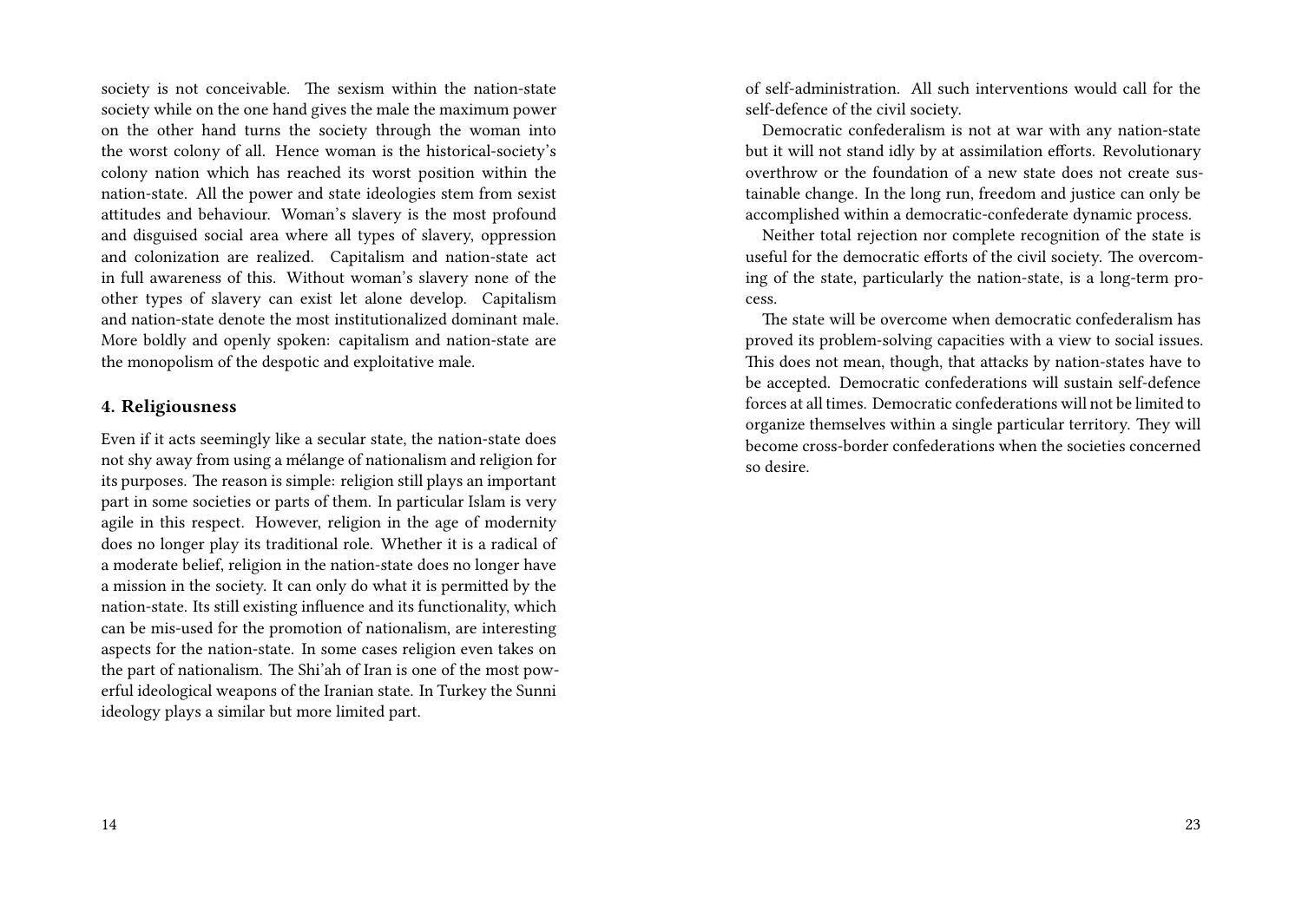society is not conceivable. The sexism within the nation-state society while on the one hand gives the male the maximum power on the other hand turns the society through the woman into the worst colony of all. Hence woman is the historical-society's colony nation which has reached its worst position within the nation-state. All the power and state ideologies stem from sexist attitudes and behaviour. Woman's slavery is the most profound and disguised social area where all types of slavery, oppression and colonization are realized. Capitalism and nation-state act in full awareness of this. Without woman's slavery none of the other types of slavery can exist let alone develop. Capitalism and nation-state denote the most institutionalized dominant male. More boldly and openly spoken: capitalism and nation-state are the monopolism of the despotic and exploitative male.

#### 4. Religiousness

Even if it acts seemingly like a secular state, the nation-state does not shy away from using a mélange of nationalism and religion for its purposes. The reason is simple: religion still plays an important part in some societies or parts of them. In particular Islam is very agile in this respect. However, religion in the age of modernity does no longer play its traditional role. Whether it is a radical of a moderate belief, religion in the nation-state does no longer have a mission in the society. It can only do what it is permitted by the nation-state. Its still existing influence and its functionality, which can be mis-used for the promotion of nationalism, are interesting aspects for the nation-state. In some cases religion even takes on the part of nationalism. The Shi'ah of Iran is one of the most powerful ideological weapons of the Iranian state. In Turkey the Sunni ideology plays a similar but more limited part.

of self-administration. All such interventions would call for the self-defence of the civil society.

Democratic confederalism is not at war with any nation-state but it will not stand idly by at assimilation efforts. Revolutionary overthrow or the foundation of a new state does not create sustainable change. In the long run, freedom and justice can only be accomplished within a democratic-confederate dynamic process.

Neither total rejection nor complete recognition of the state is useful for the democratic efforts of the civil society. The overcoming of the state, particularly the nation-state, is a long-term process.

The state will be overcome when democratic confederalism has proved its problem-solving capacities with a view to social issues. This does not mean, though, that attacks by nation-states have to be accepted. Democratic confederations will sustain self-defence forces at all times. Democratic confederations will not be limited to organize themselves within a single particular territory. They will become cross-border confederations when the societies concerned so desire.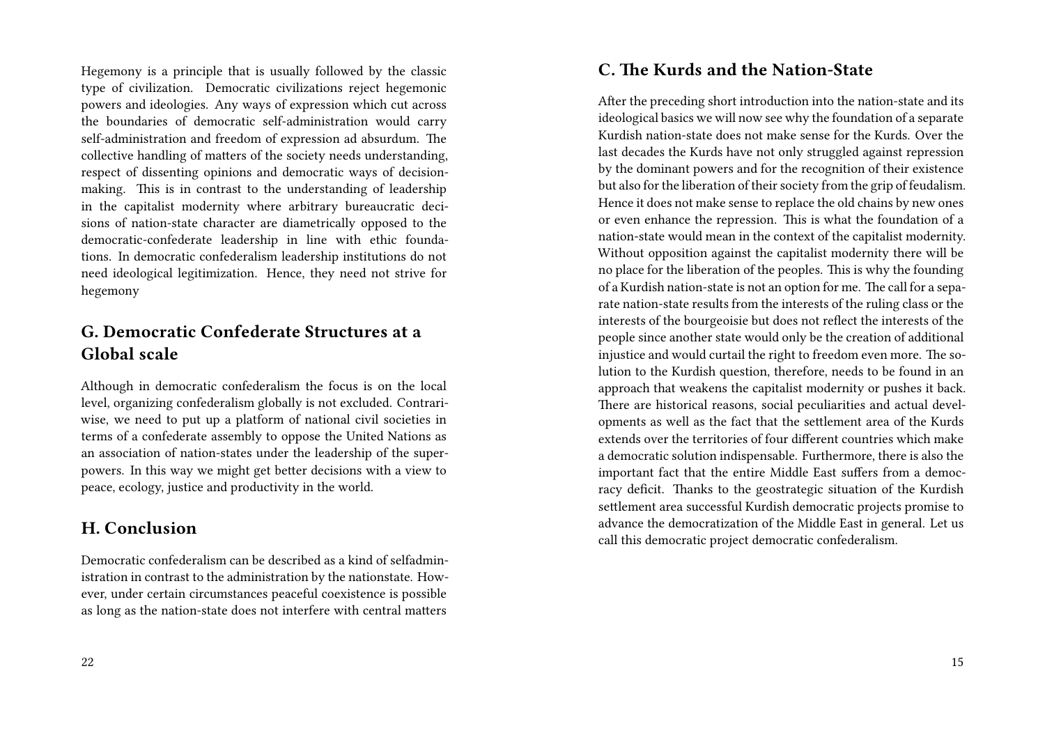Hegemony is a principle that is usually followed by the classic type of civilization. Democratic civilizations reject hegemonic powers and ideologies. Any ways of expression which cut across the boundaries of democratic self-administration would carry self-administration and freedom of expression ad absurdum. The collective handling of matters of the society needs understanding, respect of dissenting opinions and democratic ways of decision-making. This is in contrast to the understanding of leadership in the capitalist modernity where arbitrary bureaucratic decisions of nation-state character are diametrically opposed to the democratic-confederate leadership in line with ethic foundations. In democratic confederalism leadership institutions do not need ideological legitimization. Hence, they need not strive for hegemony

## G. Democratic Confederate Structures at a Global scale

Although in democratic confederalism the focus is on the local level, organizing confederalism globally is not excluded. Contrariwise, we need to put up a platform of national civil societies in terms of a confederate assembly to oppose the United Nations as an association of nation-states under the leadership of the superpowers. In this way we might get better decisions with a view to peace, ecology, justice and productivity in the world.

## H. Conclusion

Democratic confederalism can be described as a kind of selfadministration in contrast to the administration by the nationstate. However, under certain circumstances peaceful coexistence is possible as long as the nation-state does not interfere with central matters

## C. The Kurds and the Nation-State

After the preceding short introduction into the nation-state and its ideological basics we will now see why the foundation of a separate Kurdish nation-state does not make sense for the Kurds. Over the last decades the Kurds have not only struggled against repression by the dominant powers and for the recognition of their existence but also for the liberation of their society from the grip of feudalism. Hence it does not make sense to replace the old chains by new ones or even enhance the repression. This is what the foundation of a nation-state would mean in the context of the capitalist modernity. Without opposition against the capitalist modernity there will be no place for the liberation of the peoples. This is why the founding of a Kurdish nation-state is not an option for me. The call for a separate nation-state results from the interests of the ruling class or the interests of the bourgeoisie but does not reflect the interests of the people since another state would only be the creation of additional injustice and would curtail the right to freedom even more. The solution to the Kurdish question, therefore, needs to be found in an approach that weakens the capitalist modernity or pushes it back. There are historical reasons, social peculiarities and actual developments as well as the fact that the settlement area of the Kurds extends over the territories of four different countries which make a democratic solution indispensable. Furthermore, there is also the important fact that the entire Middle East suffers from a democracy deficit. Thanks to the geostrategic situation of the Kurdish settlement area successful Kurdish democratic projects promise to advance the democratization of the Middle East in general. Let us call this democratic project democratic confederalism.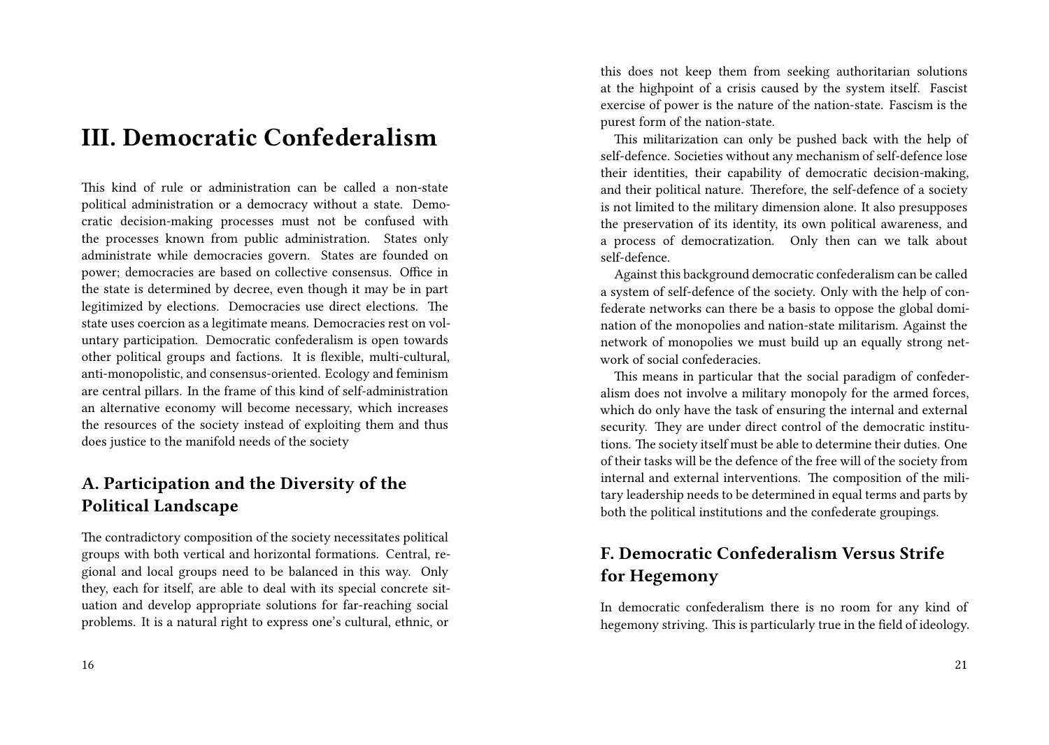# III. Democratic Confederalism

This kind of rule or administration can be called a non-state political administration or a democracy without a state. Democratic decision-making processes must not be confused with the processes known from public administration. States only administrate while democracies govern. States are founded on power; democracies are based on collective consensus. Office in the state is determined by decree, even though it may be in part legitimized by elections. Democracies use direct elections. The state uses coercion as a legitimate means. Democracies rest on voluntary participation. Democratic confederalism is open towards other political groups and factions. It is flexible, multi-cultural, anti-monopolistic, and consensus-oriented. Ecology and feminism are central pillars. In the frame of this kind of self-administration an alternative economy will become necessary, which increases the resources of the society instead of exploiting them and thus does justice to the manifold needs of the society

## A. Participation and the Diversity of the Political Landscape

The contradictory composition of the society necessitates political groups with both vertical and horizontal formations. Central, regional and local groups need to be balanced in this way. Only they, each for itself, are able to deal with its special concrete situation and develop appropriate solutions for far-reaching social problems. It is a natural right to express one's cultural, ethnic, or

this does not keep them from seeking authoritarian solutions at the highpoint of a crisis caused by the system itself. Fascist exercise of power is the nature of the nation-state. Fascism is the purest form of the nation-state.

This militarization can only be pushed back with the help of self-defence. Societies without any mechanism of self-defence lose their identities, their capability of democratic decision-making, and their political nature. Therefore, the self-defence of a society is not limited to the military dimension alone. It also presupposes the preservation of its identity, its own political awareness, and a process of democratization. Only then can we talk about self-defence.

Against this background democratic confederalism can be called a system of self-defence of the society. Only with the help of confederate networks can there be a basis to oppose the global domination of the monopolies and nation-state militarism. Against the network of monopolies we must build up an equally strong network of social confederacies.

This means in particular that the social paradigm of confederalism does not involve a military monopoly for the armed forces, which do only have the task of ensuring the internal and external security. They are under direct control of the democratic institutions. The society itself must be able to determine their duties. One of their tasks will be the defence of the free will of the society from internal and external interventions. The composition of the military leadership needs to be determined in equal terms and parts by both the political institutions and the confederate groupings.

## F. Democratic Confederalism Versus Strife for Hegemony

In democratic confederalism there is no room for any kind of hegemony striving. This is particularly true in the field of ideology.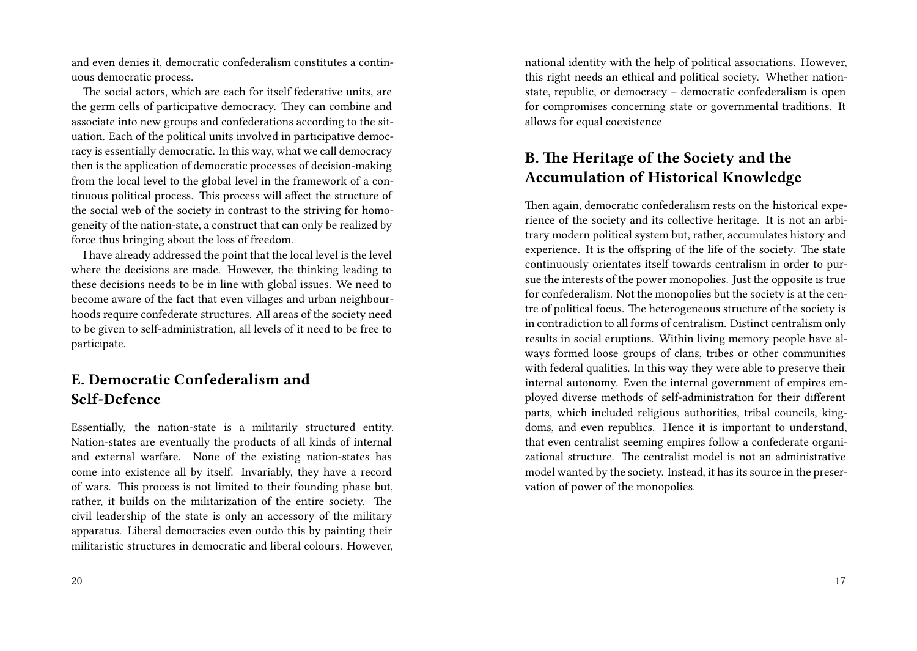and even denies it, democratic confederalism constitutes a continuous democratic process.

The social actors, which are each for itself federative units, are the germ cells of participative democracy. They can combine and associate into new groups and confederations according to the situation. Each of the political units involved in participative democracy is essentially democratic. In this way, what we call democracy then is the application of democratic processes of decision-making from the local level to the global level in the framework of a continuous political process. This process will affect the structure of the social web of the society in contrast to the striving for homogeneity of the nation-state, a construct that can only be realized by force thus bringing about the loss of freedom.

I have already addressed the point that the local level is the level where the decisions are made. However, the thinking leading to these decisions needs to be in line with global issues. We need to become aware of the fact that even villages and urban neighbourhoods require confederate structures. All areas of the society need to be given to self-administration, all levels of it need to be free to participate.

## E. Democratic Confederalism and Self-Defence

Essentially, the nation-state is a militarily structured entity. Nation-states are eventually the products of all kinds of internal and external warfare. None of the existing nation-states has come into existence all by itself. Invariably, they have a record of wars. This process is not limited to their founding phase but, rather, it builds on the militarization of the entire society. The civil leadership of the state is only an accessory of the military apparatus. Liberal democracies even outdo this by painting their militaristic structures in democratic and liberal colours. However,

national identity with the help of political associations. However, this right needs an ethical and political society. Whether nation-state, republic, or democracy – democratic confederalism is open for compromises concerning state or governmental traditions. It allows for equal coexistence

## B. The Heritage of the Society and the Accumulation of Historical Knowledge

Then again, democratic confederalism rests on the historical experience of the society and its collective heritage. It is not an arbitrary modern political system but, rather, accumulates history and experience. It is the offspring of the life of the society. The state continuously orientates itself towards centralism in order to pursue the interests of the power monopolies. Just the opposite is true for confederalism. Not the monopolies but the society is at the centre of political focus. The heterogeneous structure of the society is in contradiction to all forms of centralism. Distinct centralism only results in social eruptions. Within living memory people have always formed loose groups of clans, tribes or other communities with federal qualities. In this way they were able to preserve their internal autonomy. Even the internal government of empires employed diverse methods of self-administration for their different parts, which included religious authorities, tribal councils, kingdoms, and even republics. Hence it is important to understand, that even centralist seeming empires follow a confederate organizational structure. The centralist model is not an administrative model wanted by the society. Instead, it has its source in the preservation of power of the monopolies.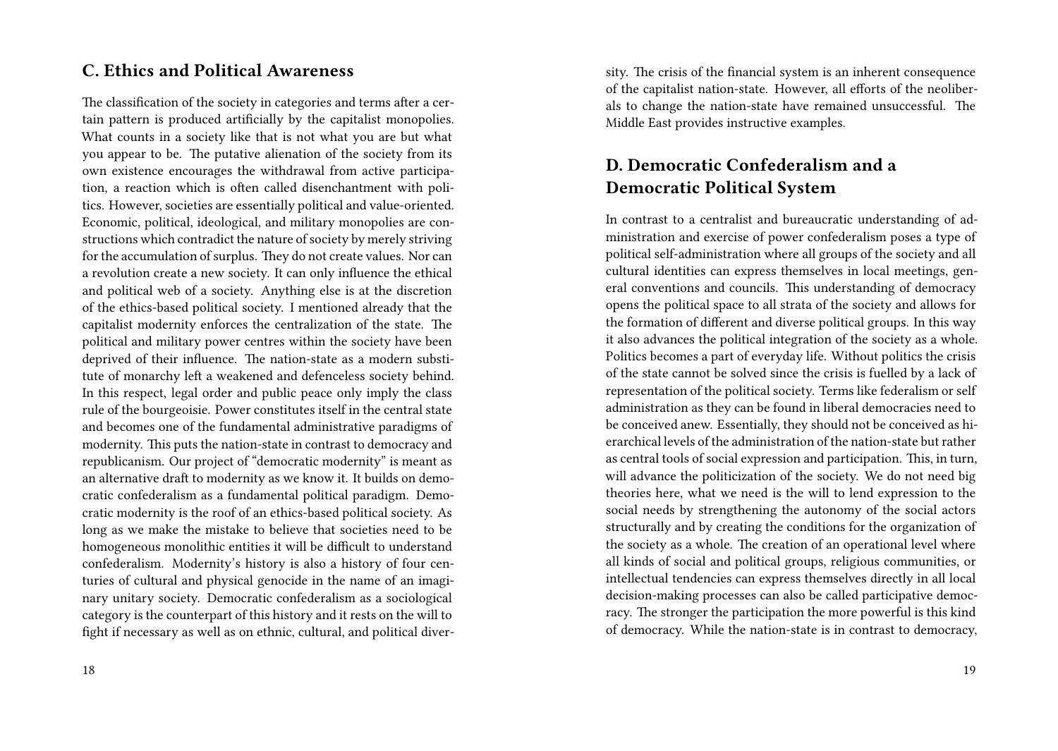## C. Ethics and Political Awareness

The classification of the society in categories and terms after a certain pattern is produced artificially by the capitalist monopolies. What counts in a society like that is not what you are but what you appear to be. The putative alienation of the society from its own existence encourages the withdrawal from active participation, a reaction which is often called disenchantment with politics. However, societies are essentially political and value-oriented. Economic, political, ideological, and military monopolies are constructions which contradict the nature of society by merely striving for the accumulation of surplus. They do not create values. Nor can a revolution create a new society. It can only influence the ethical and political web of a society. Anything else is at the discretion of the ethics-based political society. I mentioned already that the capitalist modernity enforces the centralization of the state. The political and military power centres within the society have been deprived of their influence. The nation-state as a modern substitute of monarchy left a weakened and defenceless society behind. In this respect, legal order and public peace only imply the class rule of the bourgeoisie. Power constitutes itself in the central state and becomes one of the fundamental administrative paradigms of modernity. This puts the nation-state in contrast to democracy and republicanism. Our project of "democratic modernity" is meant as an alternative draft to modernity as we know it. It builds on democratic confederalism as a fundamental political paradigm. Democratic modernity is the roof of an ethics-based political society. As long as we make the mistake to believe that societies need to be homogeneous monolithic entities it will be difficult to understand confederalism. Modernity's history is also a history of four centuries of cultural and physical genocide in the name of an imaginary unitary society. Democratic confederalism as a sociological category is the counterpart of this history and it rests on the will to fight if necessary as well as on ethnic, cultural, and political diversity. The crisis of the financial system is an inherent consequence of the capitalist nation-state. However, all efforts of the neoliberals to change the nation-state have remained unsuccessful. The Middle East provides instructive examples.

## D. Democratic Confederalism and a Democratic Political System

In contrast to a centralist and bureaucratic understanding of administration and exercise of power confederalism poses a type of political self-administration where all groups of the society and all cultural identities can express themselves in local meetings, general conventions and councils. This understanding of democracy opens the political space to all strata of the society and allows for the formation of different and diverse political groups. In this way it also advances the political integration of the society as a whole. Politics becomes a part of everyday life. Without politics the crisis of the state cannot be solved since the crisis is fuelled by a lack of representation of the political society. Terms like federalism or self administration as they can be found in liberal democracies need to be conceived anew. Essentially, they should not be conceived as hierarchical levels of the administration of the nation-state but rather as central tools of social expression and participation. This, in turn, will advance the politicization of the society. We do not need big theories here, what we need is the will to lend expression to the social needs by strengthening the autonomy of the social actors structurally and by creating the conditions for the organization of the society as a whole. The creation of an operational level where all kinds of social and political groups, religious communities, or intellectual tendencies can express themselves directly in all local decision-making processes can also be called participative democracy. The stronger the participation the more powerful is this kind of democracy. While the nation-state is in contrast to democracy,